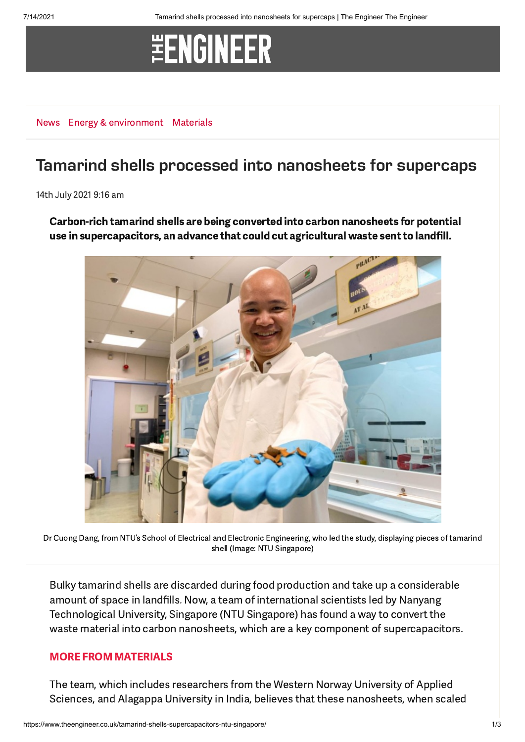News Energy & environment Materials

# Tamarind shells processed into nanosheets for supercaps

14th July 2021 9:16 am

**Carbon-rich tamarind shells are being converted into carbon nanosheets for potential use in supercapacitors, an advance that could cut agricultural waste sent to landfill.**

Dr Cuong Dang, from NTU's School of Electrical and Electronic Engineering, who led the study, displaying pieces of tamarind shell (Image: NTU Singapore)

Bulky tamarind shells are discarded during food production and take up a considerable amount of space in landfills. Now, a team of international scientists led by Nanyang Technological University, Singapore (NTU Singapore) has found a way to convert the waste material into carbon nanosheets, which are a key component of supercapacitors.

**MORE FROM MATERIALS**

The team, which includes researchers from the Western Norway University of Applied Sciences, and Alagappa University in India, believes that these nanosheets, when scaled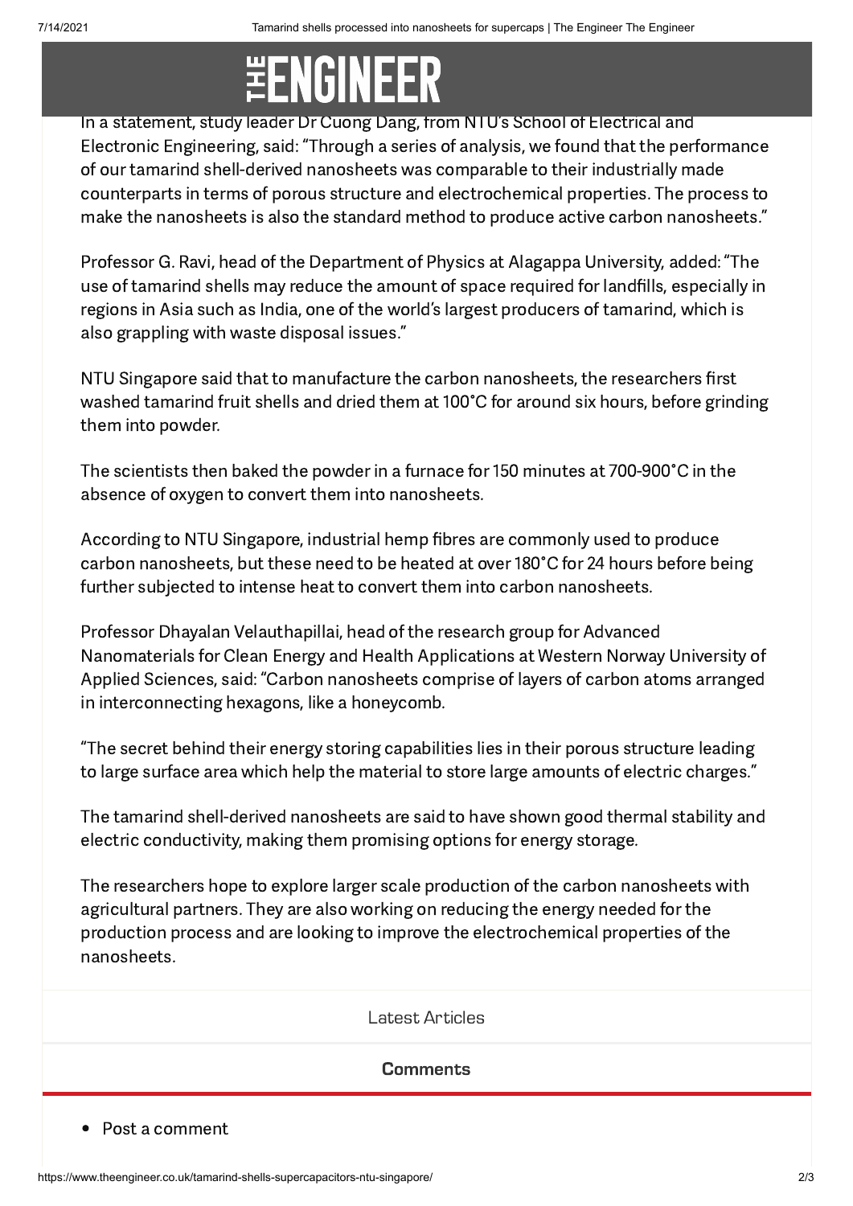In a statement, study leader Dr Cuong Dang, from NTU's School of Electrical and Electronic Engineering, said: "Through a series of analysis, we found that the performance of our tamarind shell-derived nanosheets was comparable to their industrially made counterparts in terms of porous structure and electrochemical properties. The process to make the nanosheets is also the standard method to produce active carbon nanosheets."

Professor G. Ravi, head of the Department of Physics at Alagappa University, added: "The use of tamarind shells may reduce the amount of space required for landfills, especially in regions in Asia such as India, one of the world's largest producers of tamarind, which is also grappling with waste disposal issues."

NTU Singapore said that to manufacture the carbon nanosheets, the researchers first washed tamarind fruit shells and dried them at 100°C for around six hours, before grinding them into powder.

The scientists then baked the powder in a furnace for 150 minutes at 700-900°C in the absence of oxygen to convert them into nanosheets.

According to NTU Singapore, industrial hemp fibres are commonly used to produce carbon nanosheets, but these need to be heated at over 180°C for 24 hours before being further subjected to intense heat to convert them into carbon nanosheets.

Professor Dhayalan Velauthapillai, head of the research group for Advanced Nanomaterials for Clean Energy and Health Applications at Western Norway University of Applied Sciences, said: "Carbon nanosheets comprise of layers of carbon atoms arranged in interconnecting hexagons, like a honeycomb.

"The secret behind their energy storing capabilities lies in their porous structure leading to large surface area which help the material to store large amounts of electric charges."

The tamarind shell-derived nanosheets are said to have shown good thermal stability and electric conductivity, making them promising options for energy storage.

The researchers hope to explore larger scale production of the carbon nanosheets with agricultural partners. They are also working on reducing the energy needed for the production process and are looking to improve the electrochemical properties of the nanosheets.

Latest Articles

**Comments**

- Post a comment